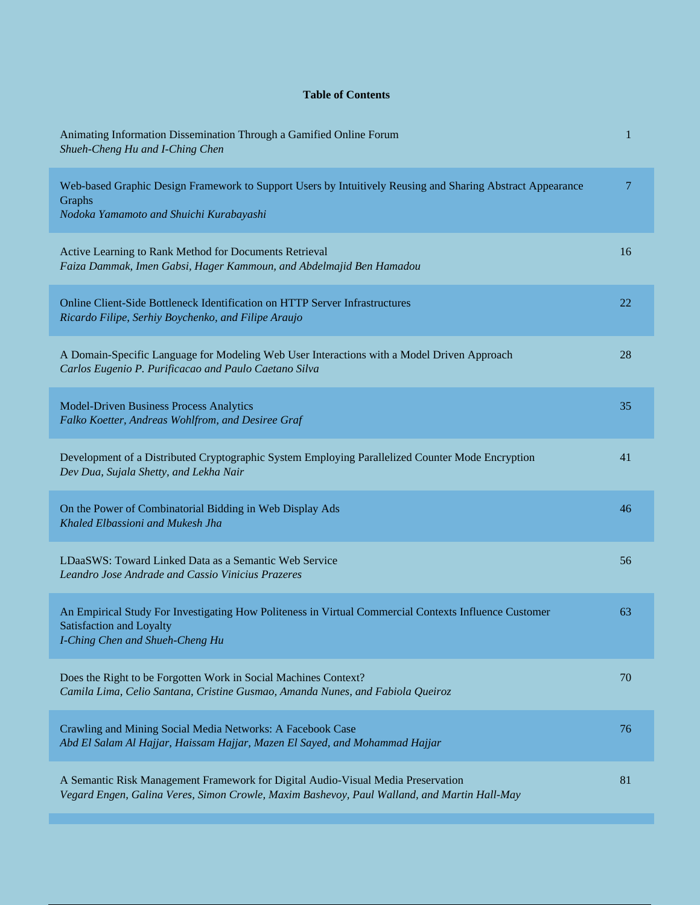**Table of Contents**

| | |
|---|---|
| Animating Information Dissemination Through a Gamified Online Forum<br>*Shueh-Cheng Hu and I-Ching Chen* | 1 |
| Web-based Graphic Design Framework to Support Users by Intuitively Reusing and Sharing Abstract Appearance Graphs<br>*Nodoka Yamamoto and Shuichi Kurabayashi* | 7 |
| Active Learning to Rank Method for Documents Retrieval<br>*Faiza Dammak, Imen Gabsi, Hager Kammoun, and Abdelmajid Ben Hamadou* | 16 |
| Online Client-Side Bottleneck Identification on HTTP Server Infrastructures<br>*Ricardo Filipe, Serhiy Boychenko, and Filipe Araujo* | 22 |
| A Domain-Specific Language for Modeling Web User Interactions with a Model Driven Approach<br>*Carlos Eugenio P. Purificacao and Paulo Caetano Silva* | 28 |
| Model-Driven Business Process Analytics<br>*Falko Koetter, Andreas Wohlfrom, and Desiree Graf* | 35 |
| Development of a Distributed Cryptographic System Employing Parallelized Counter Mode Encryption<br>*Dev Dua, Sujala Shetty, and Lekha Nair* | 41 |
| On the Power of Combinatorial Bidding in Web Display Ads<br>*Khaled Elbassioni and Mukesh Jha* | 46 |
| LDaaSWS: Toward Linked Data as a Semantic Web Service<br>*Leandro Jose Andrade and Cassio Vinicius Prazeres* | 56 |
| An Empirical Study For Investigating How Politeness in Virtual Commercial Contexts Influence Customer Satisfaction and Loyalty<br>*I-Ching Chen and Shueh-Cheng Hu* | 63 |
| Does the Right to be Forgotten Work in Social Machines Context?<br>*Camila Lima, Celio Santana, Cristine Gusmao, Amanda Nunes, and Fabiola Queiroz* | 70 |
| Crawling and Mining Social Media Networks: A Facebook Case<br>*Abd El Salam Al Hajjar, Haissam Hajjar, Mazen El Sayed, and Mohammad Hajjar* | 76 |
| A Semantic Risk Management Framework for Digital Audio-Visual Media Preservation<br>*Vegard Engen, Galina Veres, Simon Crowle, Maxim Bashevoy, Paul Walland, and Martin Hall-May* | 81 |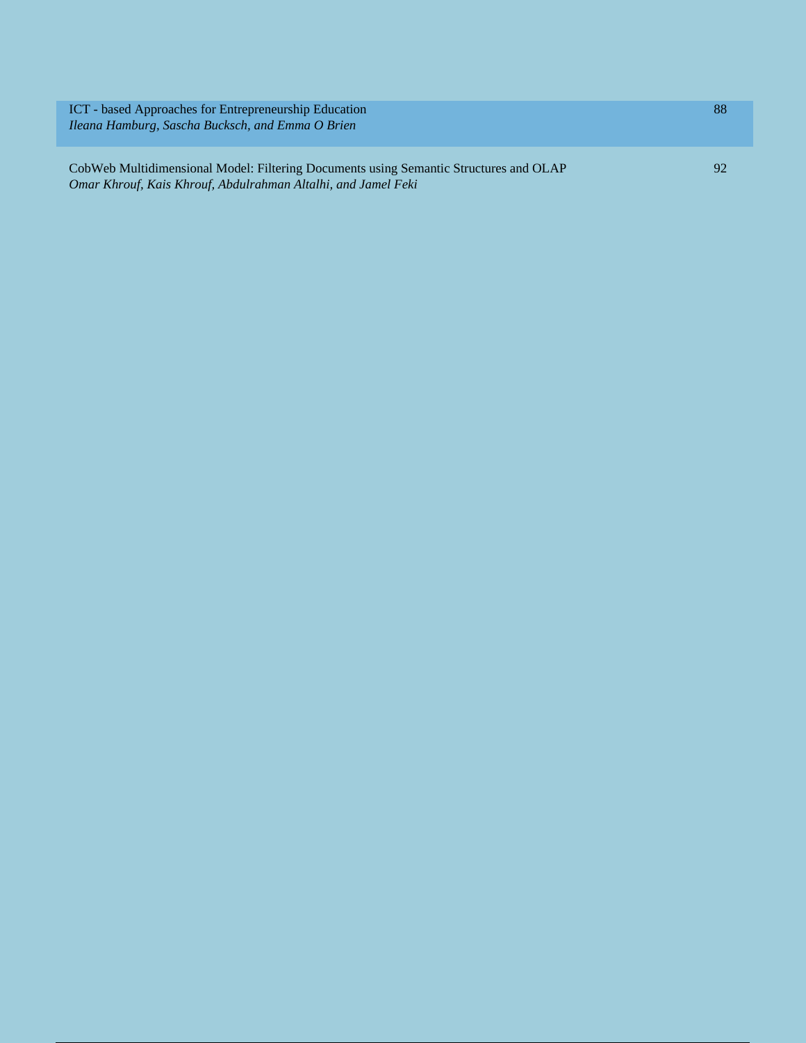ICT - based Approaches for Entrepreneurship Education 88
*Ileana Hamburg, Sascha Bucksch, and Emma O Brien*

CobWeb Multidimensional Model: Filtering Documents using Semantic Structures and OLAP 92
*Omar Khrouf, Kais Khrouf, Abdulrahman Altalhi, and Jamel Feki*